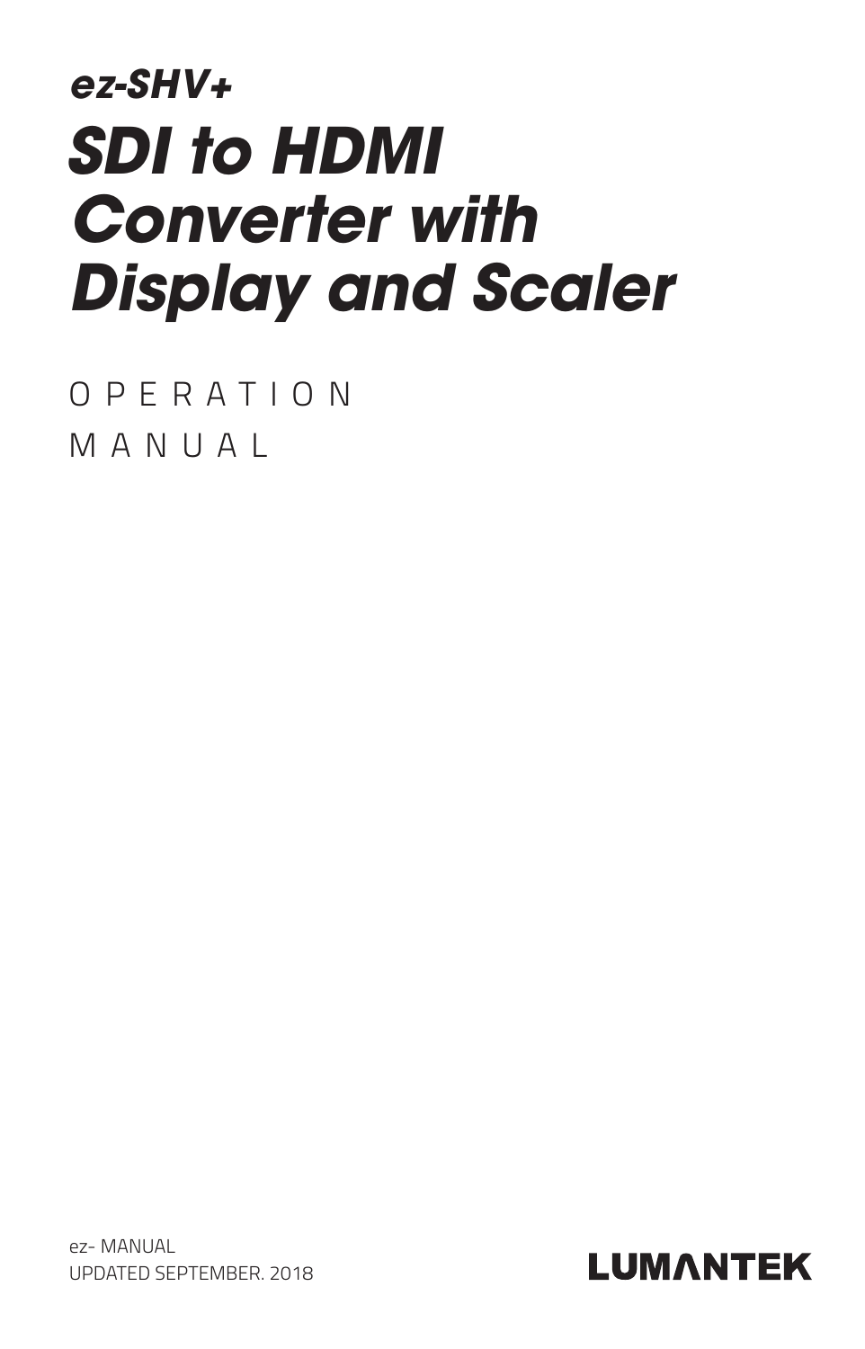## *ez-SHV+*

# *SDI to HDMI Converter with Display and Scaler*

OPERATION MANUAL

ez- MANUAL
UPDATED SEPTEMBER. 2018

LUMANTEK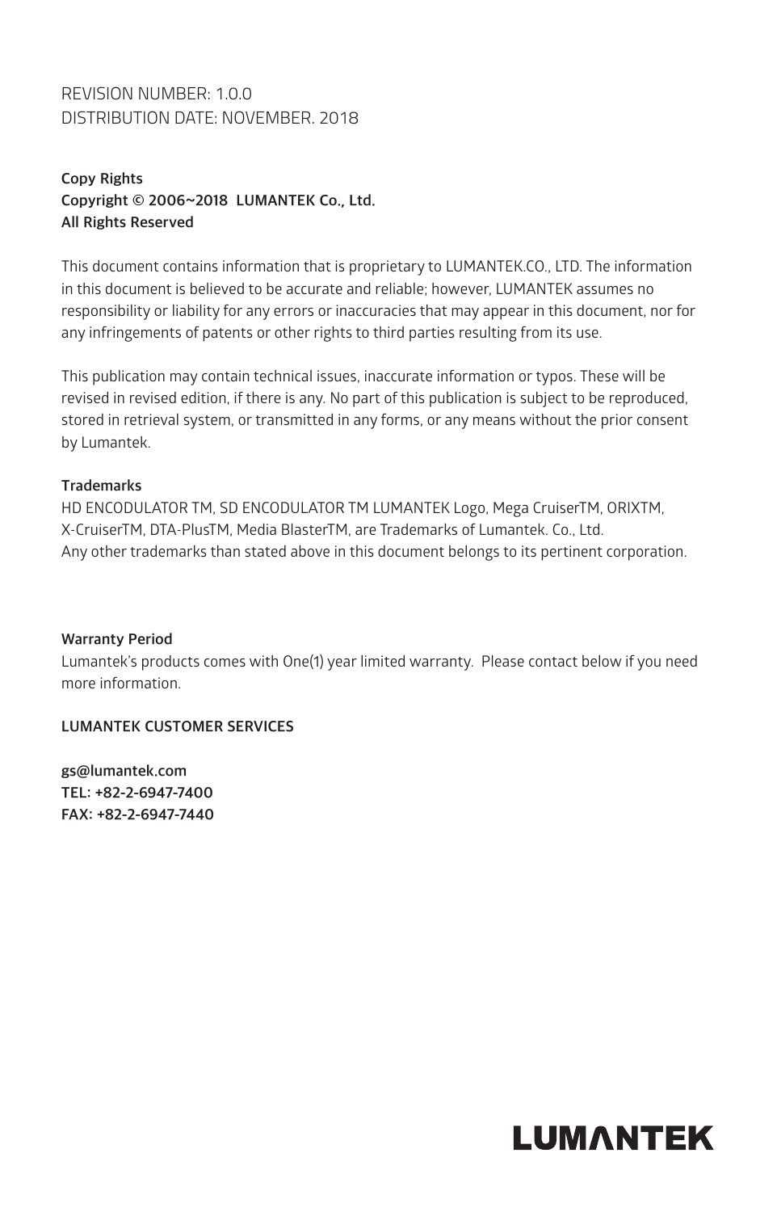REVISION NUMBER: 1.0.0
DISTRIBUTION DATE: NOVEMBER. 2018

**Copy Rights**
**Copyright © 2006~2018 LUMANTEK Co., Ltd.**
**All Rights Reserved**

This document contains information that is proprietary to LUMANTEK.CO., LTD. The information in this document is believed to be accurate and reliable; however, LUMANTEK assumes no responsibility or liability for any errors or inaccuracies that may appear in this document, nor for any infringements of patents or other rights to third parties resulting from its use.

This publication may contain technical issues, inaccurate information or typos. These will be revised in revised edition, if there is any. No part of this publication is subject to be reproduced, stored in retrieval system, or transmitted in any forms, or any means without the prior consent by Lumantek.

**Trademarks**
HD ENCODULATOR TM, SD ENCODULATOR TM LUMANTEK Logo, Mega CruiserTM, ORIXTM, X-CruiserTM, DTA-PlusTM, Media BlasterTM, are Trademarks of Lumantek. Co., Ltd.
Any other trademarks than stated above in this document belongs to its pertinent corporation.

**Warranty Period**
Lumantek's products comes with One(1) year limited warranty. Please contact below if you need more information.

**LUMANTEK CUSTOMER SERVICES**

**gs@lumantek.com**
**TEL: +82-2-6947-7400**
**FAX: +82-2-6947-7440**

LUMANTEK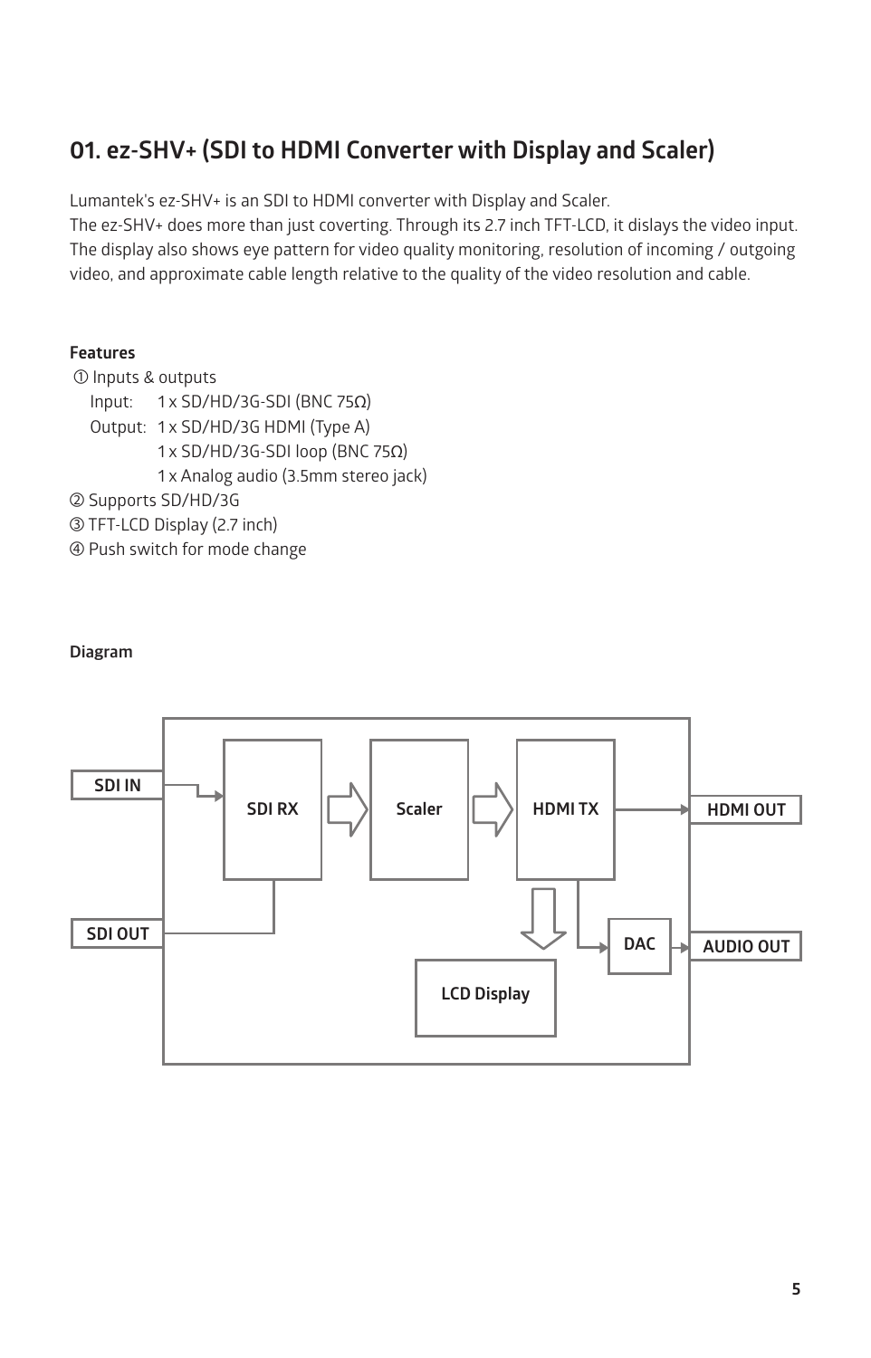## 01. ez-SHV+ (SDI to HDMI Converter with Display and Scaler)

Lumantek's ez-SHV+ is an SDI to HDMI converter with Display and Scaler.
The ez-SHV+ does more than just coverting. Through its 2.7 inch TFT-LCD, it dislays the video input. The display also shows eye pattern for video quality monitoring, resolution of incoming / outgoing video, and approximate cable length relative to the quality of the video resolution and cable.

**Features**

① Inputs & outputs
  Input: 1 x SD/HD/3G-SDI (BNC 75Ω)
  Output: 1 x SD/HD/3G HDMI (Type A)
  1 x SD/HD/3G-SDI loop (BNC 75Ω)
  1 x Analog audio (3.5mm stereo jack)

② Supports SD/HD/3G

③ TFT-LCD Display (2.7 inch)

④ Push switch for mode change

**Diagram**

SDI IN → SDI RX → Scaler → HDMI TX → HDMI OUT

SDI RX → SDI OUT

HDMI TX → LCD Display

HDMI TX → DAC → AUDIO OUT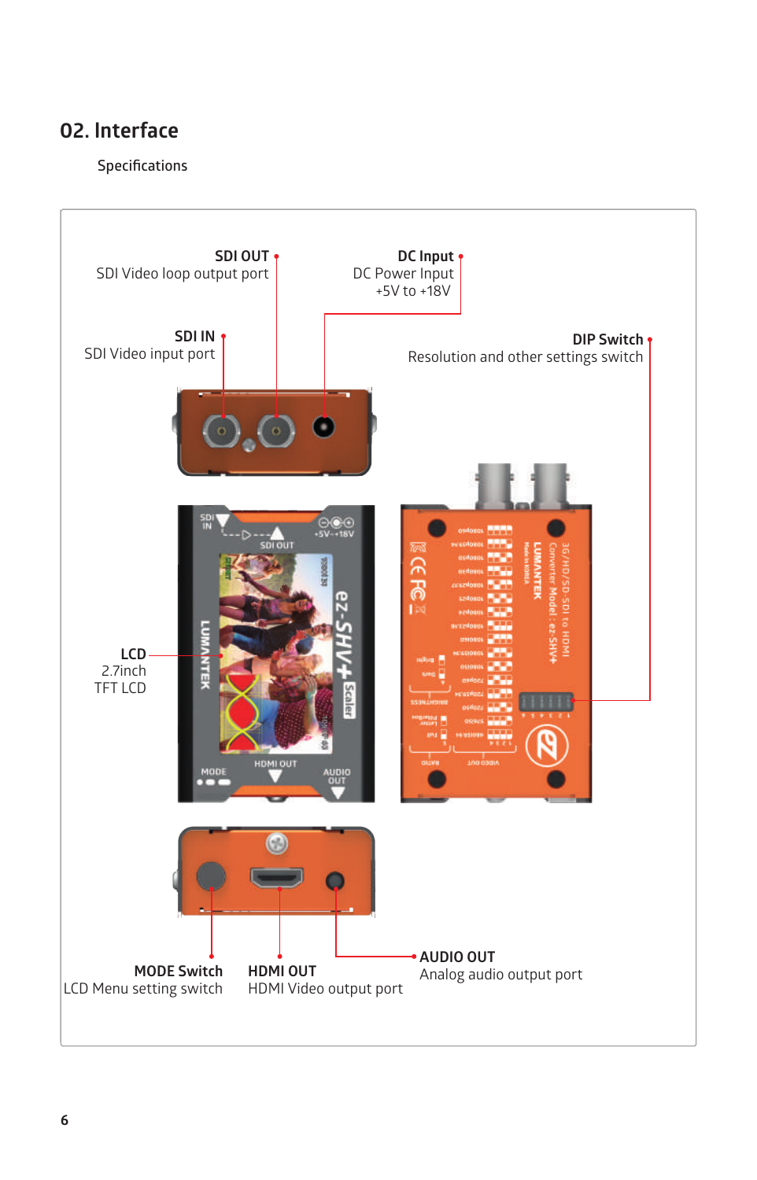## 02. Interface

Specifications

**SDI OUT**
SDI Video loop output port

**DC Input**
DC Power Input
+5V to +18V

**SDI IN**
SDI Video input port

**DIP Switch**
Resolution and other settings switch

**LCD**
2.7inch
TFT LCD

**MODE Switch**
LCD Menu setting switch

**HDMI OUT**
HDMI Video output port

**AUDIO OUT**
Analog audio output port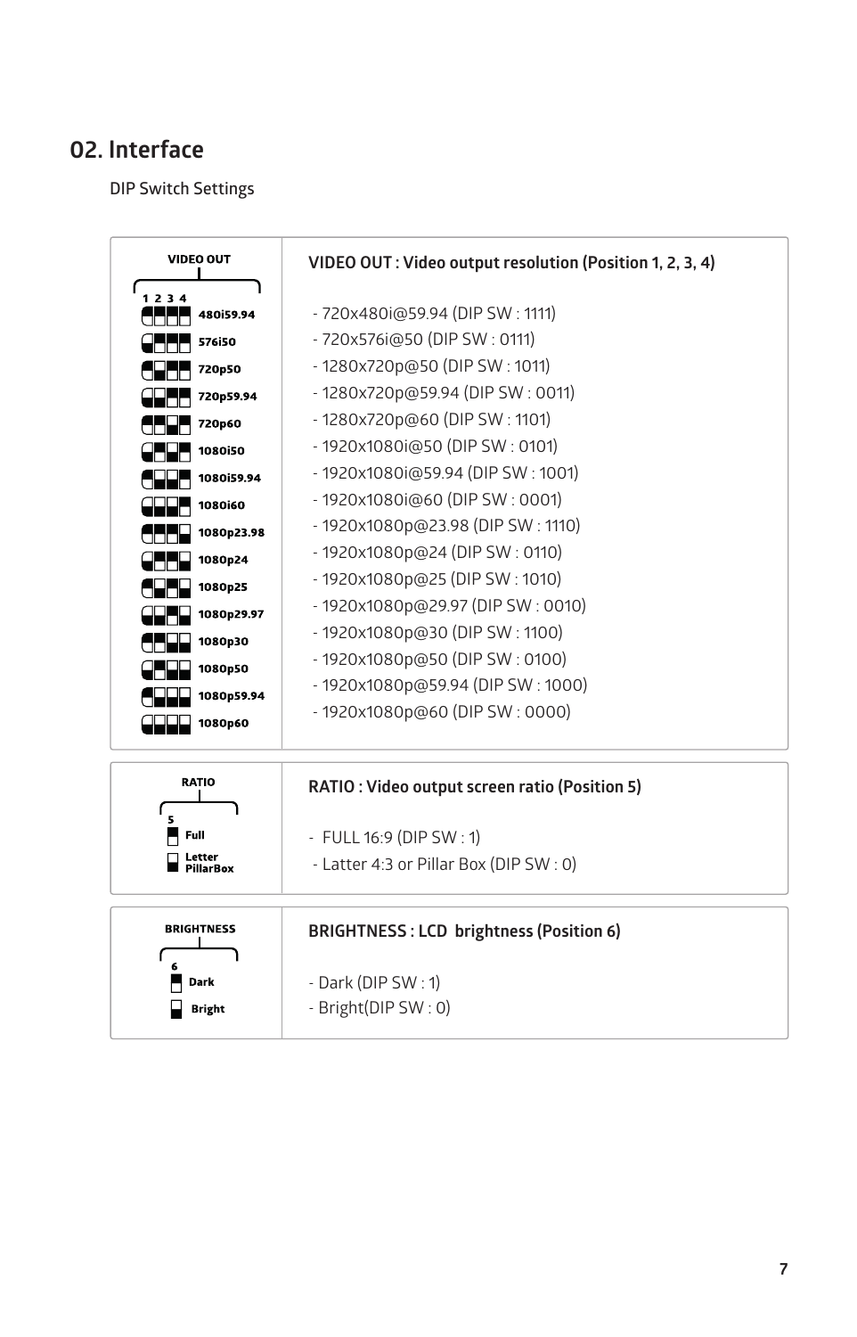## 02. Interface

DIP Switch Settings

| VIDEO OUT | VIDEO OUT : Video output resolution (Position 1, 2, 3, 4) |
| --- | --- |
| 1 2 3 4<br>480i59.94<br>576i50<br>720p50<br>720p59.94<br>720p60<br>1080i50<br>1080i59.94<br>1080i60<br>1080p23.98<br>1080p24<br>1080p25<br>1080p29.97<br>1080p30<br>1080p50<br>1080p59.94<br>1080p60 | - 720x480i@59.94 (DIP SW : 1111)<br>- 720x576i@50 (DIP SW : 0111)<br>- 1280x720p@50 (DIP SW : 1011)<br>- 1280x720p@59.94 (DIP SW : 0011)<br>- 1280x720p@60 (DIP SW : 1101)<br>- 1920x1080i@50 (DIP SW : 0101)<br>- 1920x1080i@59.94 (DIP SW : 1001)<br>- 1920x1080i@60 (DIP SW : 0001)<br>- 1920x1080p@23.98 (DIP SW : 1110)<br>- 1920x1080p@24 (DIP SW : 0110)<br>- 1920x1080p@25 (DIP SW : 1010)<br>- 1920x1080p@29.97 (DIP SW : 0010)<br>- 1920x1080p@30 (DIP SW : 1100)<br>- 1920x1080p@50 (DIP SW : 0100)<br>- 1920x1080p@59.94 (DIP SW : 1000)<br>- 1920x1080p@60 (DIP SW : 0000) |

| RATIO | RATIO : Video output screen ratio (Position 5) |
| --- | --- |
| 5<br>Full<br>Letter PillarBox | - FULL 16:9 (DIP SW : 1)<br>- Latter 4:3 or Pillar Box (DIP SW : 0) |

| BRIGHTNESS | BRIGHTNESS : LCD brightness (Position 6) |
| --- | --- |
| 6<br>Dark<br>Bright | - Dark (DIP SW : 1)<br>- Bright(DIP SW : 0) |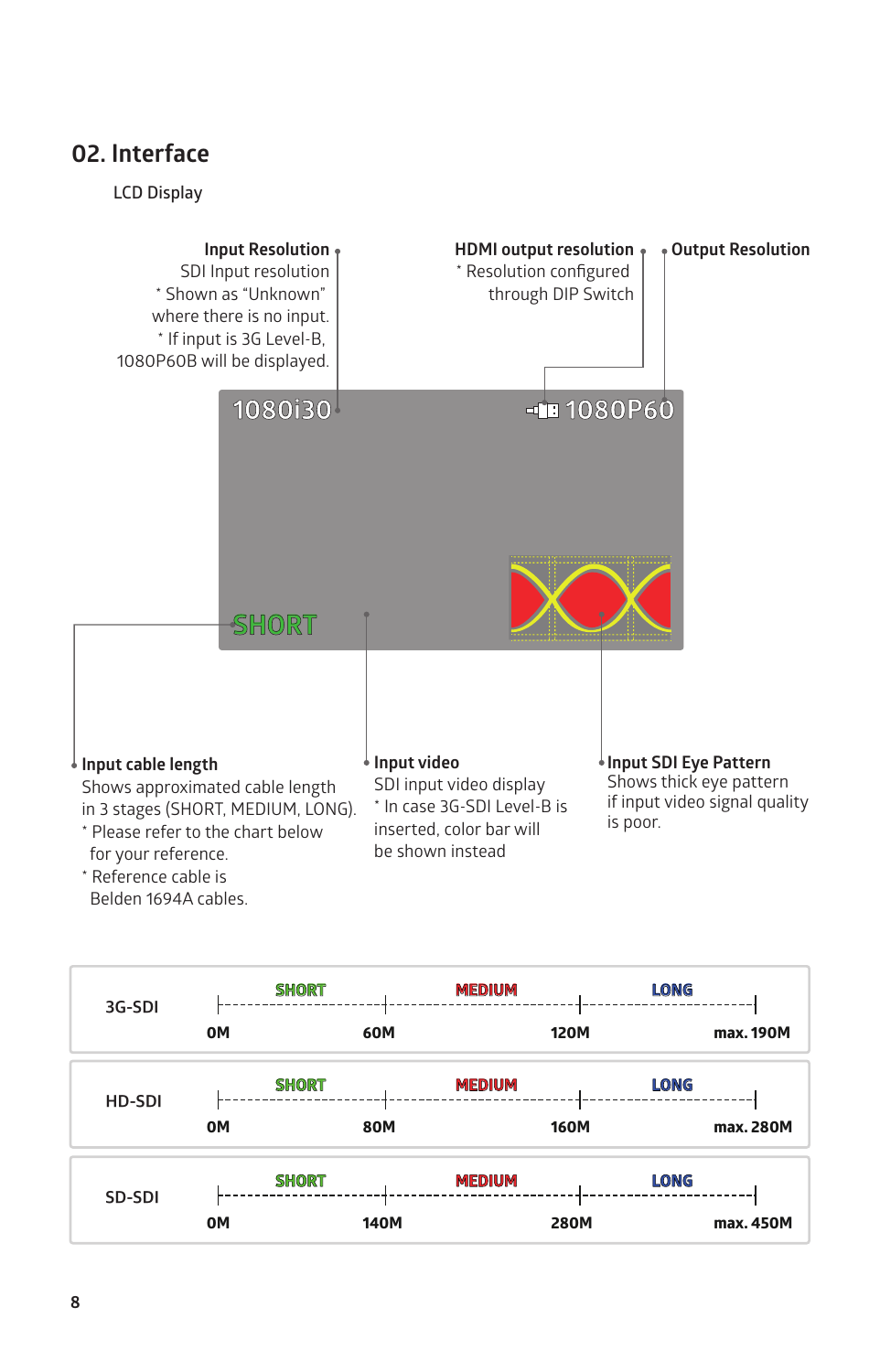## 02. Interface

LCD Display

**Input Resolution**
SDI Input resolution
* Shown as “Unknown” where there is no input.
* If input is 3G Level-B, 1080P60B will be displayed.

**HDMI output resolution**
* Resolution configured through DIP Switch

**Output Resolution**

1080i30 1080P60

SHORT

**Input cable length**
Shows approximated cable length in 3 stages (SHORT, MEDIUM, LONG).
* Please refer to the chart below for your reference.
* Reference cable is Belden 1694A cables.

**Input video**
SDI input video display
* In case 3G-SDI Level-B is inserted, color bar will be shown instead

**Input SDI Eye Pattern**
Shows thick eye pattern if input video signal quality is poor.

| | SHORT | MEDIUM | LONG |
|---|---|---|---|
| 3G-SDI | 0M – 60M | 60M – 120M | 120M – max. 190M |
| HD-SDI | 0M – 80M | 80M – 160M | 160M – max. 280M |
| SD-SDI | 0M – 140M | 140M – 280M | 280M – max. 450M |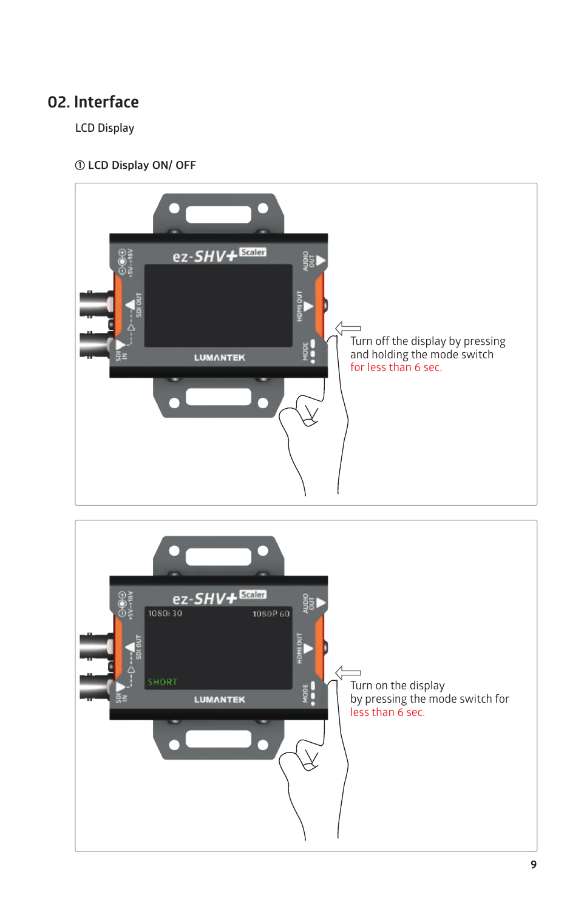## 02. Interface

LCD Display

### ① LCD Display ON/ OFF

Turn off the display by pressing and holding the mode switch for less than 6 sec.

Turn on the display by pressing the mode switch for less than 6 sec.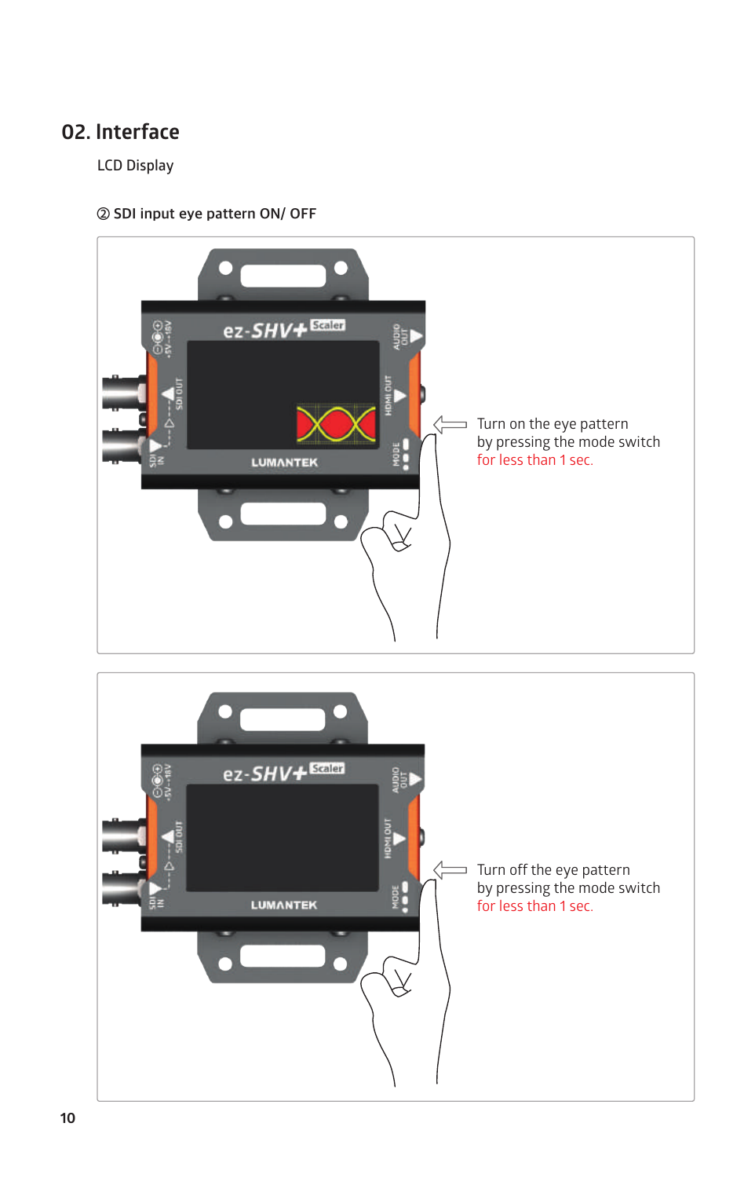## 02. Interface

LCD Display

② SDI input eye pattern ON/ OFF

Turn on the eye pattern
by pressing the mode switch
for less than 1 sec.

Turn off the eye pattern
by pressing the mode switch
for less than 1 sec.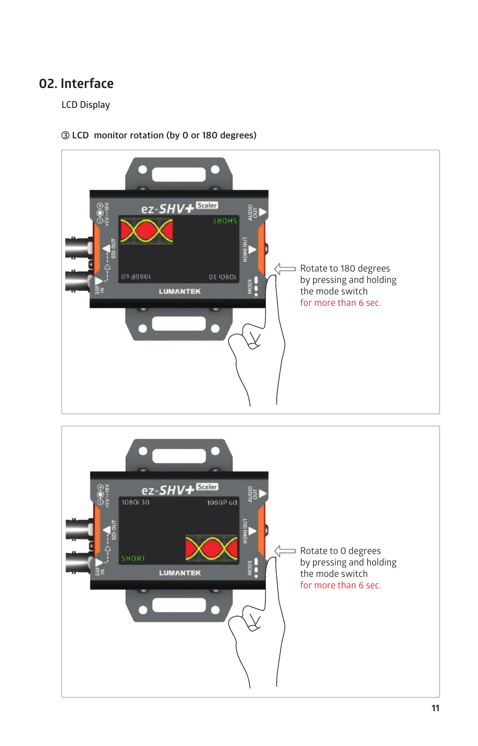## 02. Interface

LCD Display

③ LCD monitor rotation (by 0 or 180 degrees)

Rotate to 180 degrees by pressing and holding the mode switch for more than 6 sec.

Rotate to 0 degrees by pressing and holding the mode switch for more than 6 sec.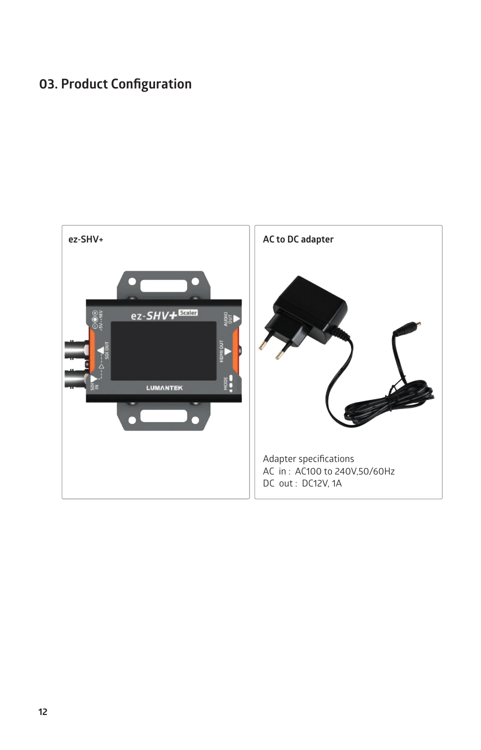# 03. Product Configuration

**ez-SHV+**

**AC to DC adapter**

Adapter specifications
AC in : AC100 to 240V,50/60Hz
DC out : DC12V, 1A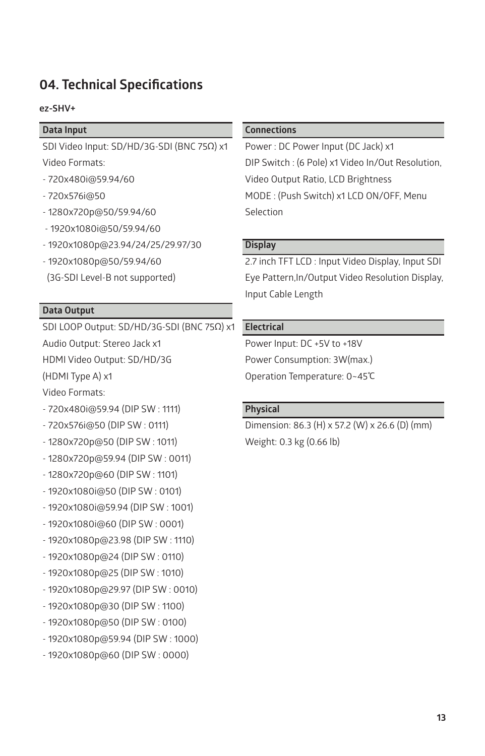# 04. Technical Specifications

**ez-SHV+**

### Data Input

SDI Video Input: SD/HD/3G-SDI (BNC 75Ω) x1

Video Formats:

- 720x480i@59.94/60
- 720x576i@50
- 1280x720p@50/59.94/60
- 1920x1080i@50/59.94/60
- 1920x1080p@23.94/24/25/29.97/30
- 1920x1080p@50/59.94/60

(3G-SDI Level-B not supported)

### Data Output

SDI LOOP Output: SD/HD/3G-SDI (BNC 75Ω) x1

Audio Output: Stereo Jack x1

HDMI Video Output: SD/HD/3G (HDMI Type A) x1

Video Formats:

- 720x480i@59.94 (DIP SW : 1111)
- 720x576i@50 (DIP SW : 0111)
- 1280x720p@50 (DIP SW : 1011)
- 1280x720p@59.94 (DIP SW : 0011)
- 1280x720p@60 (DIP SW : 1101)
- 1920x1080i@50 (DIP SW : 0101)
- 1920x1080i@59.94 (DIP SW : 1001)
- 1920x1080i@60 (DIP SW : 0001)
- 1920x1080p@23.98 (DIP SW : 1110)
- 1920x1080p@24 (DIP SW : 0110)
- 1920x1080p@25 (DIP SW : 1010)
- 1920x1080p@29.97 (DIP SW : 0010)
- 1920x1080p@30 (DIP SW : 1100)
- 1920x1080p@50 (DIP SW : 0100)
- 1920x1080p@59.94 (DIP SW : 1000)
- 1920x1080p@60 (DIP SW : 0000)

### Connections

Power : DC Power Input (DC Jack) x1

DIP Switch : (6 Pole) x1 Video In/Out Resolution, Video Output Ratio, LCD Brightness

MODE : (Push Switch) x1 LCD ON/OFF, Menu Selection

### Display

2.7 inch TFT LCD : Input Video Display, Input SDI Eye Pattern,In/Output Video Resolution Display, Input Cable Length

### Electrical

Power Input: DC +5V to +18V

Power Consumption: 3W(max.)

Operation Temperature: 0~45℃

### Physical

Dimension: 86.3 (H) x 57.2 (W) x 26.6 (D) (mm)

Weight: 0.3 kg (0.66 lb)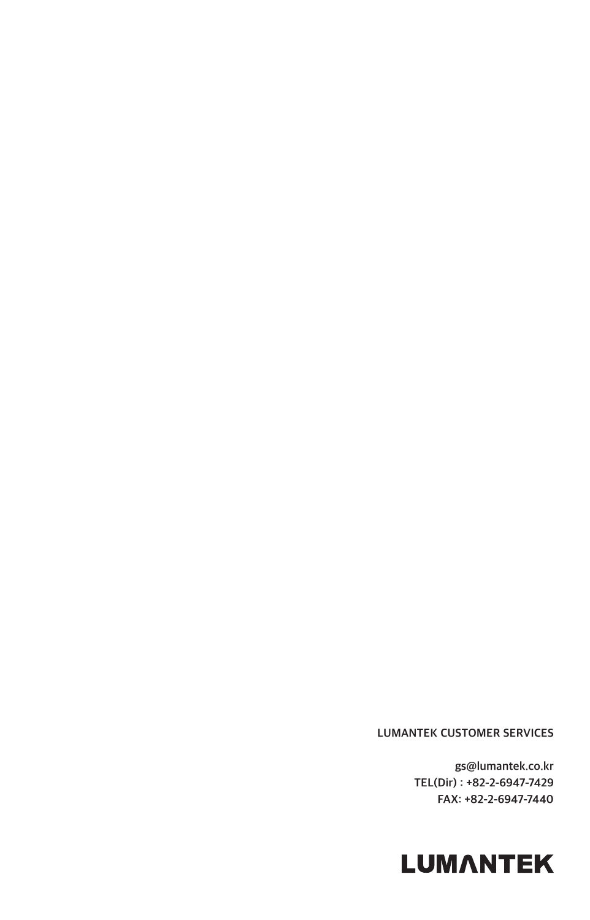LUMANTEK CUSTOMER SERVICES

gs@lumantek.co.kr
TEL(Dir) : +82-2-6947-7429
FAX: +82-2-6947-7440

LUMANTEK